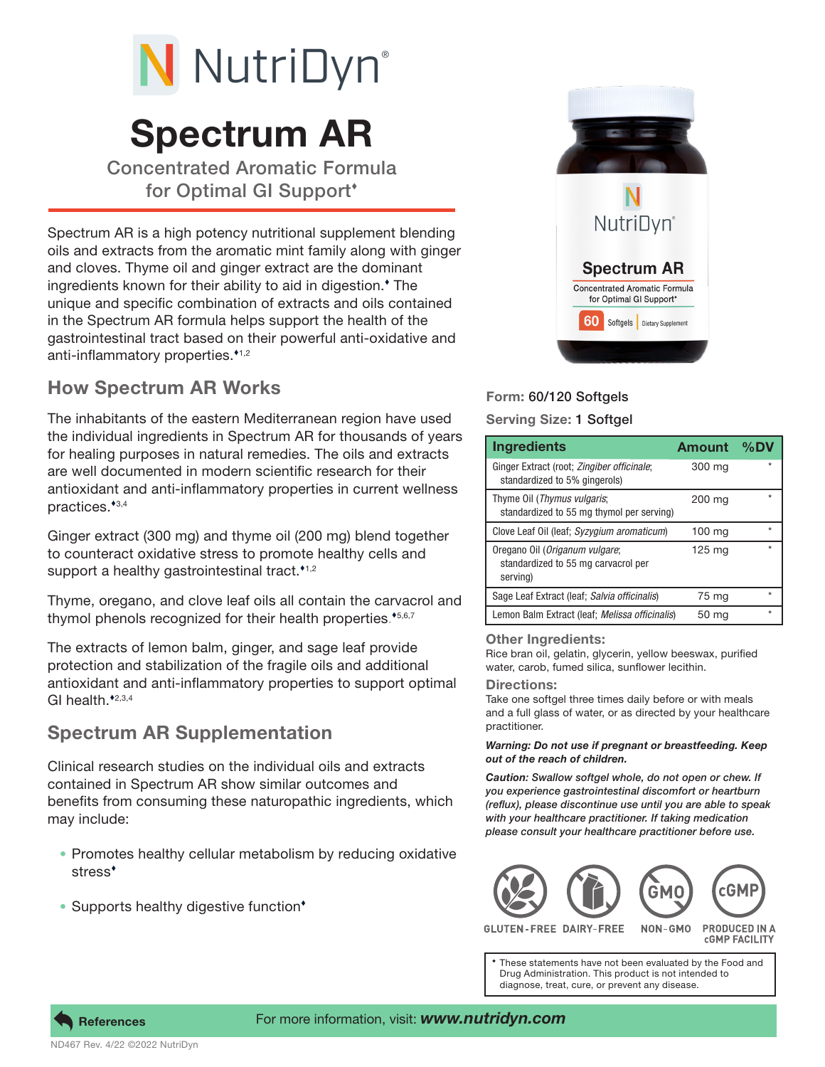# NutriDyn®

# Spectrum AR

## Concentrated Aromatic Formula for Optimal GI Support♦

Spectrum AR is a high potency nutritional supplement blending oils and extracts from the aromatic mint family along with ginger and cloves. Thyme oil and ginger extract are the dominant ingredients known for their ability to aid in digestion.♦ The unique and specific combination of extracts and oils contained in the Spectrum AR formula helps support the health of the gastrointestinal tract based on their powerful anti-oxidative and anti-inflammatory properties.♦[1,2]

## How Spectrum AR Works

The inhabitants of the eastern Mediterranean region have used the individual ingredients in Spectrum AR for thousands of years for healing purposes in natural remedies. The oils and extracts are well documented in modern scientific research for their antioxidant and anti-inflammatory properties in current wellness practices.♦[3,4]

Ginger extract (300 mg) and thyme oil (200 mg) blend together to counteract oxidative stress to promote healthy cells and support a healthy gastrointestinal tract.♦[1,2]

Thyme, oregano, and clove leaf oils all contain the carvacrol and thymol phenols recognized for their health properties.♦[5,6,7]

The extracts of lemon balm, ginger, and sage leaf provide protection and stabilization of the fragile oils and additional antioxidant and anti-inflammatory properties to support optimal GI health.♦[2,3,4]

## Spectrum AR Supplementation

Clinical research studies on the individual oils and extracts contained in Spectrum AR show similar outcomes and benefits from consuming these naturopathic ingredients, which may include:

- Promotes healthy cellular metabolism by reducing oxidative stress♦
- Supports healthy digestive function♦

**Form:** 60/120 Softgels

**Serving Size:** 1 Softgel

| Ingredients | Amount | %DV |
|---|---|---|
| Ginger Extract (root; *Zingiber officinale*; standardized to 5% gingerols) | 300 mg | * |
| Thyme Oil (*Thymus vulgaris*; standardized to 55 mg thymol per serving) | 200 mg | * |
| Clove Leaf Oil (leaf; *Syzygium aromaticum*) | 100 mg | * |
| Oregano Oil (*Origanum vulgare*; standardized to 55 mg carvacrol per serving) | 125 mg | * |
| Sage Leaf Extract (leaf; *Salvia officinalis*) | 75 mg | * |
| Lemon Balm Extract (leaf; *Melissa officinalis*) | 50 mg | * |

### Other Ingredients:

Rice bran oil, gelatin, glycerin, yellow beeswax, purified water, carob, fumed silica, sunflower lecithin.

### Directions:

Take one softgel three times daily before or with meals and a full glass of water, or as directed by your healthcare practitioner.

***Warning: Do not use if pregnant or breastfeeding. Keep out of the reach of children.***

***Caution:** Swallow softgel whole, do not open or chew. If you experience gastrointestinal discomfort or heartburn (reflux), please discontinue use until you are able to speak with your healthcare practitioner. If taking medication please consult your healthcare practitioner before use.*

GLUTEN-FREE | DAIRY-FREE | NON-GMO | PRODUCED IN A cGMP FACILITY

♦ These statements have not been evaluated by the Food and Drug Administration. This product is not intended to diagnose, treat, cure, or prevent any disease.

**References**

For more information, visit: ***www.nutridyn.com***

ND467 Rev. 4/22 ©2022 NutriDyn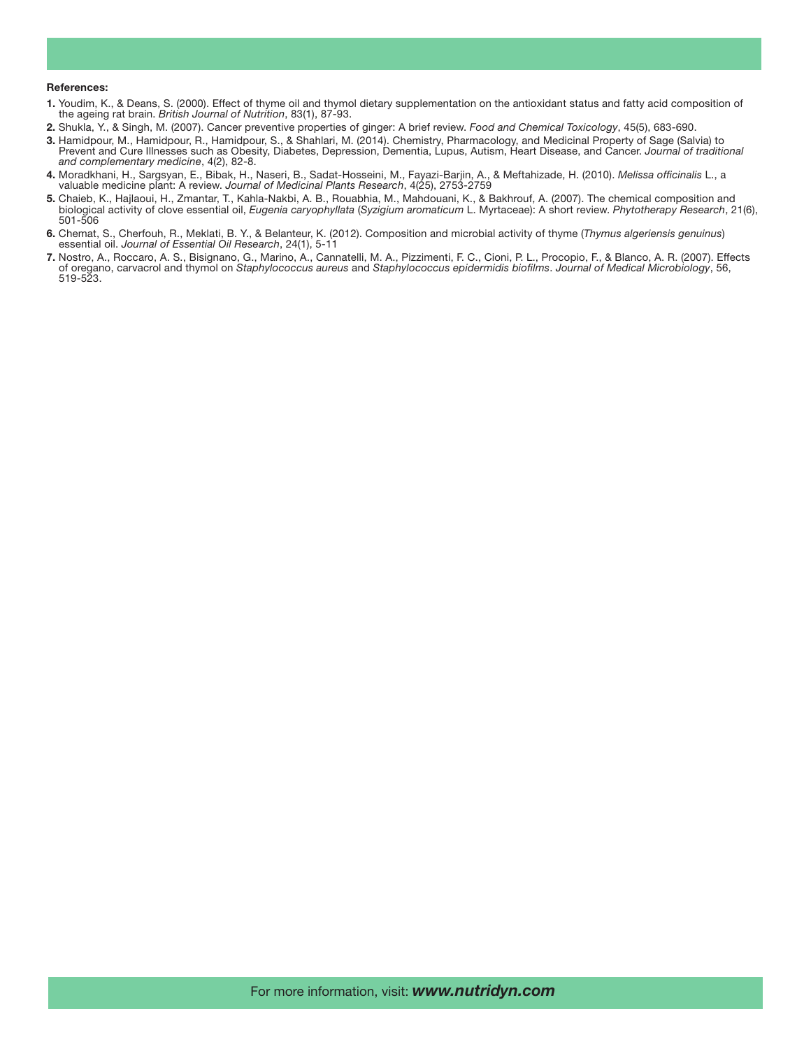**References:**

1. Youdim, K., & Deans, S. (2000). Effect of thyme oil and thymol dietary supplementation on the antioxidant status and fatty acid composition of the ageing rat brain. *British Journal of Nutrition*, 83(1), 87-93.
2. Shukla, Y., & Singh, M. (2007). Cancer preventive properties of ginger: A brief review. *Food and Chemical Toxicology*, 45(5), 683-690.
3. Hamidpour, M., Hamidpour, R., Hamidpour, S., & Shahlari, M. (2014). Chemistry, Pharmacology, and Medicinal Property of Sage (Salvia) to Prevent and Cure Illnesses such as Obesity, Diabetes, Depression, Dementia, Lupus, Autism, Heart Disease, and Cancer. *Journal of traditional and complementary medicine*, 4(2), 82-8.
4. Moradkhani, H., Sargsyan, E., Bibak, H., Naseri, B., Sadat-Hosseini, M., Fayazi-Barjin, A., & Meftahizade, H. (2010). *Melissa officinalis* L., a valuable medicine plant: A review. *Journal of Medicinal Plants Research*, 4(25), 2753-2759
5. Chaieb, K., Hajlaoui, H., Zmantar, T., Kahla-Nakbi, A. B., Rouabhia, M., Mahdouani, K., & Bakhrouf, A. (2007). The chemical composition and biological activity of clove essential oil, *Eugenia caryophyllata* (*Syzigium aromaticum* L. Myrtaceae): A short review. *Phytotherapy Research*, 21(6), 501-506
6. Chemat, S., Cherfouh, R., Meklati, B. Y., & Belanteur, K. (2012). Composition and microbial activity of thyme (*Thymus algeriensis genuinus*) essential oil. *Journal of Essential Oil Research*, 24(1), 5-11
7. Nostro, A., Roccaro, A. S., Bisignano, G., Marino, A., Cannatelli, M. A., Pizzimenti, F. C., Cioni, P. L., Procopio, F., & Blanco, A. R. (2007). Effects of oregano, carvacrol and thymol on *Staphylococcus aureus* and *Staphylococcus epidermidis biofilms*. *Journal of Medical Microbiology*, 56, 519-523.

For more information, visit: ***www.nutridyn.com***